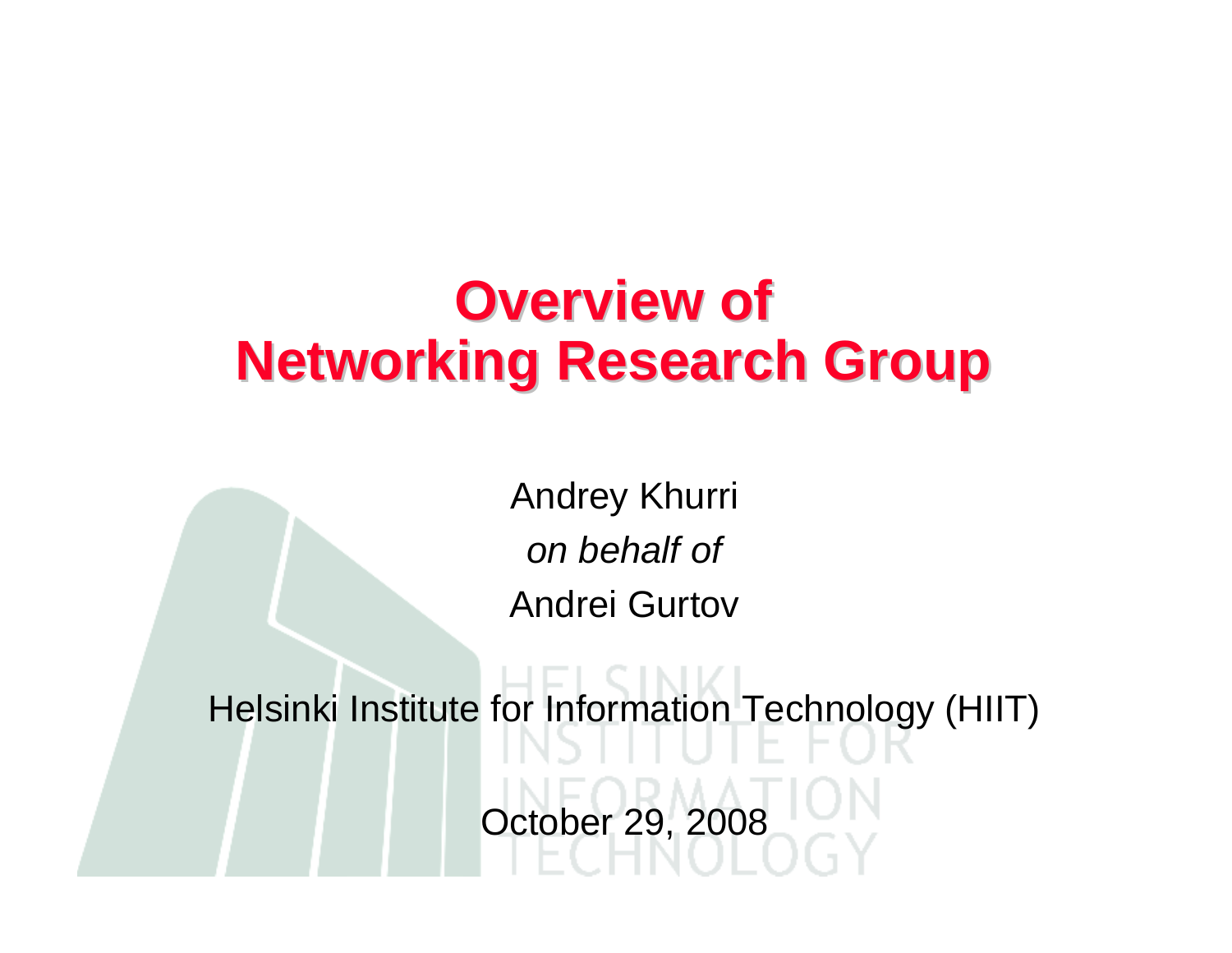# Overview of Networking Research Group

Andrey Khurri

*on behalf of*

Andrei Gurtov

Helsinki Institute for Information Technology (HIIT)

October 29, 2008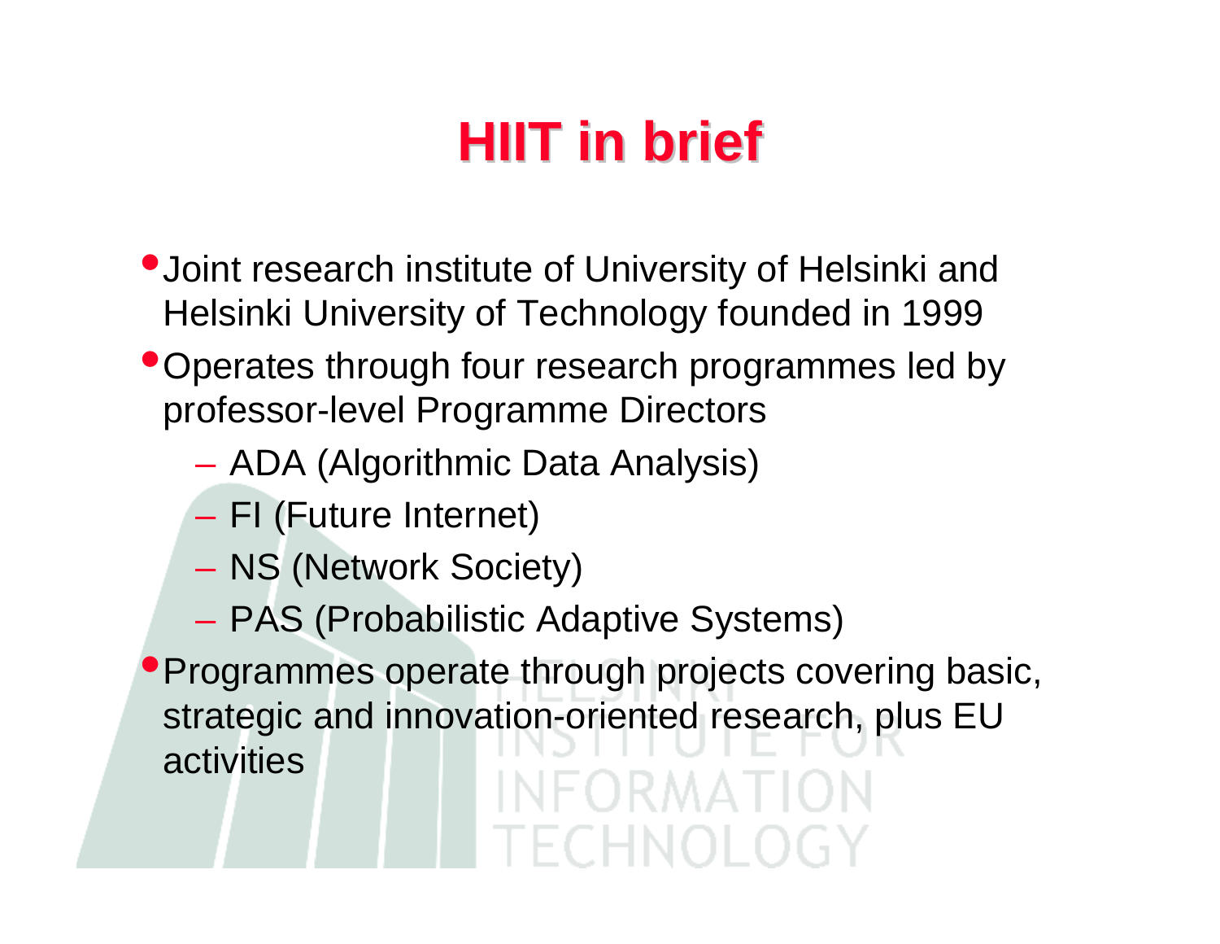# HIIT in brief

- Joint research institute of University of Helsinki and Helsinki University of Technology founded in 1999
- Operates through four research programmes led by professor-level Programme Directors
  - ADA (Algorithmic Data Analysis)
  - FI (Future Internet)
  - NS (Network Society)
  - PAS (Probabilistic Adaptive Systems)
- Programmes operate through projects covering basic, strategic and innovation-oriented research, plus EU activities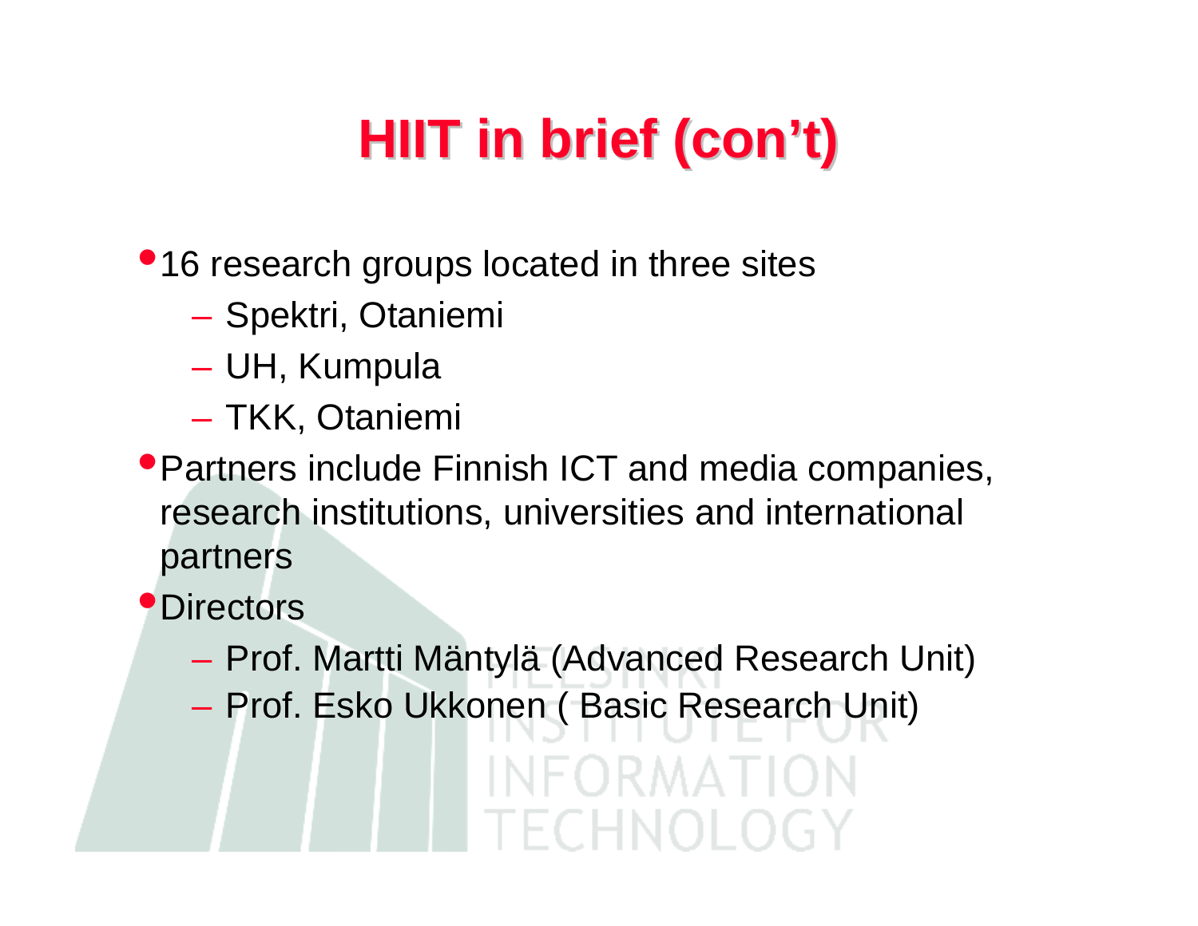# HIIT in brief (con't)

- 16 research groups located in three sites
  - Spektri, Otaniemi
  - UH, Kumpula
  - TKK, Otaniemi
- Partners include Finnish ICT and media companies, research institutions, universities and international partners
- Directors
  - Prof. Martti Mäntylä (Advanced Research Unit)
  - Prof. Esko Ukkonen ( Basic Research Unit)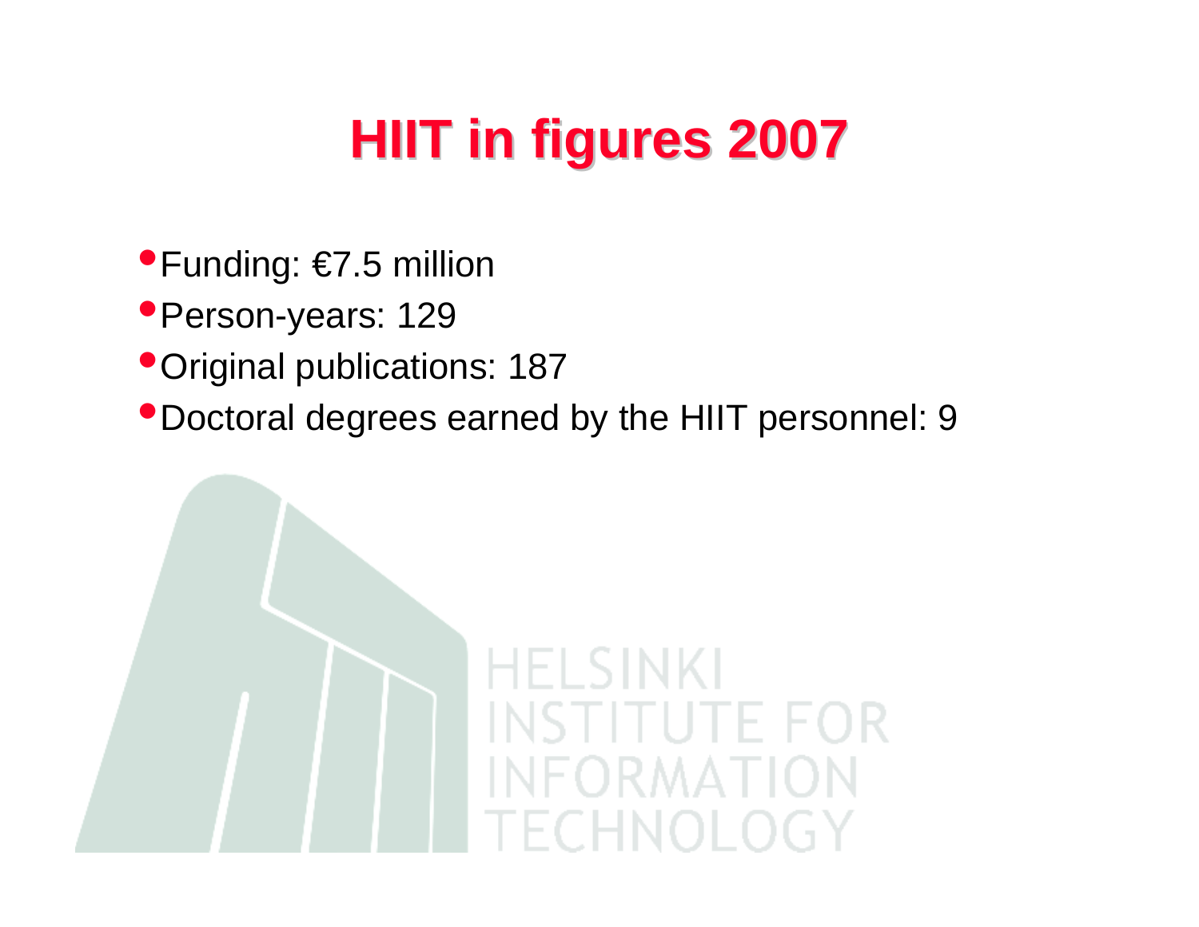# HIIT in figures 2007

- Funding: €7.5 million
- Person-years: 129
- Original publications: 187
- Doctoral degrees earned by the HIIT personnel: 9

HELSINKI INSTITUTE FOR INFORMATION TECHNOLOGY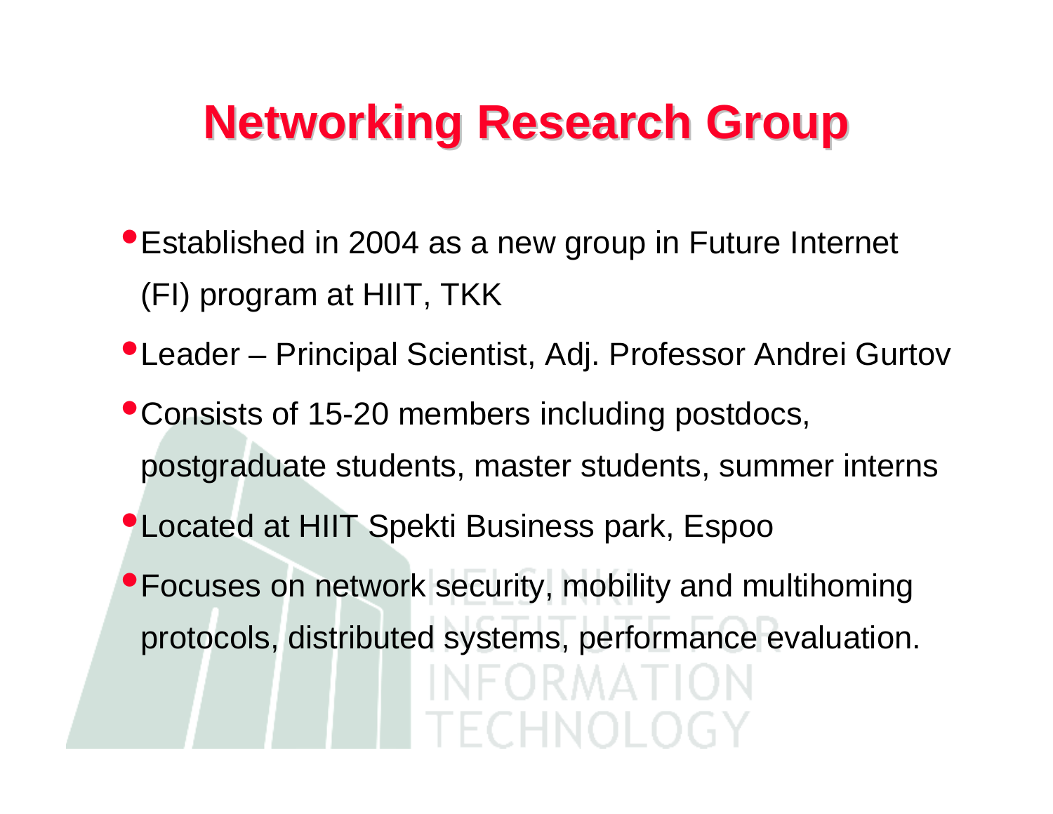# Networking Research Group

- Established in 2004 as a new group in Future Internet (FI) program at HIIT, TKK
- Leader – Principal Scientist, Adj. Professor Andrei Gurtov
- Consists of 15-20 members including postdocs, postgraduate students, master students, summer interns
- Located at HIIT Spekti Business park, Espoo
- Focuses on network security, mobility and multihoming protocols, distributed systems, performance evaluation.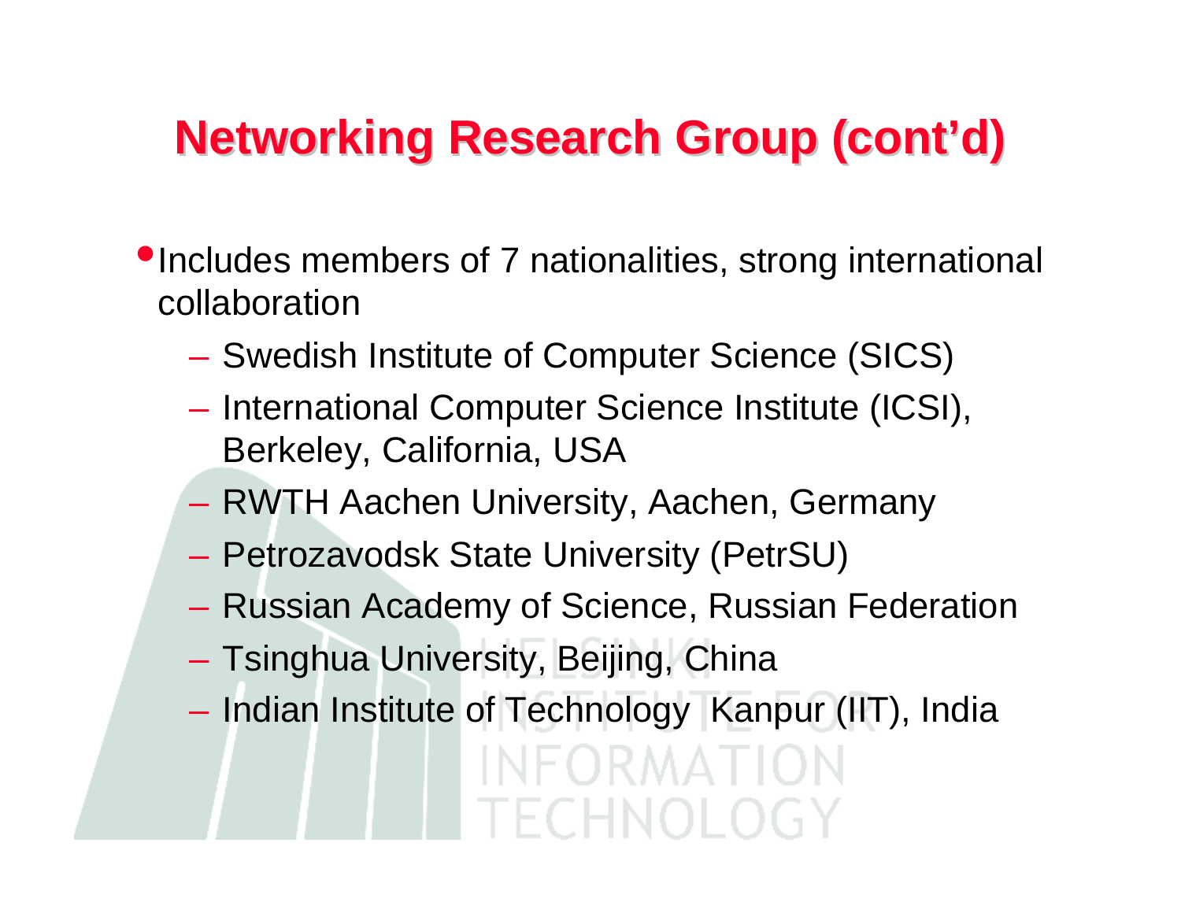# Networking Research Group (cont'd)

- Includes members of 7 nationalities, strong international collaboration
  - Swedish Institute of Computer Science (SICS)
  - International Computer Science Institute (ICSI), Berkeley, California, USA
  - RWTH Aachen University, Aachen, Germany
  - Petrozavodsk State University (PetrSU)
  - Russian Academy of Science, Russian Federation
  - Tsinghua University, Beijing, China
  - Indian Institute of Technology Kanpur (IIT), India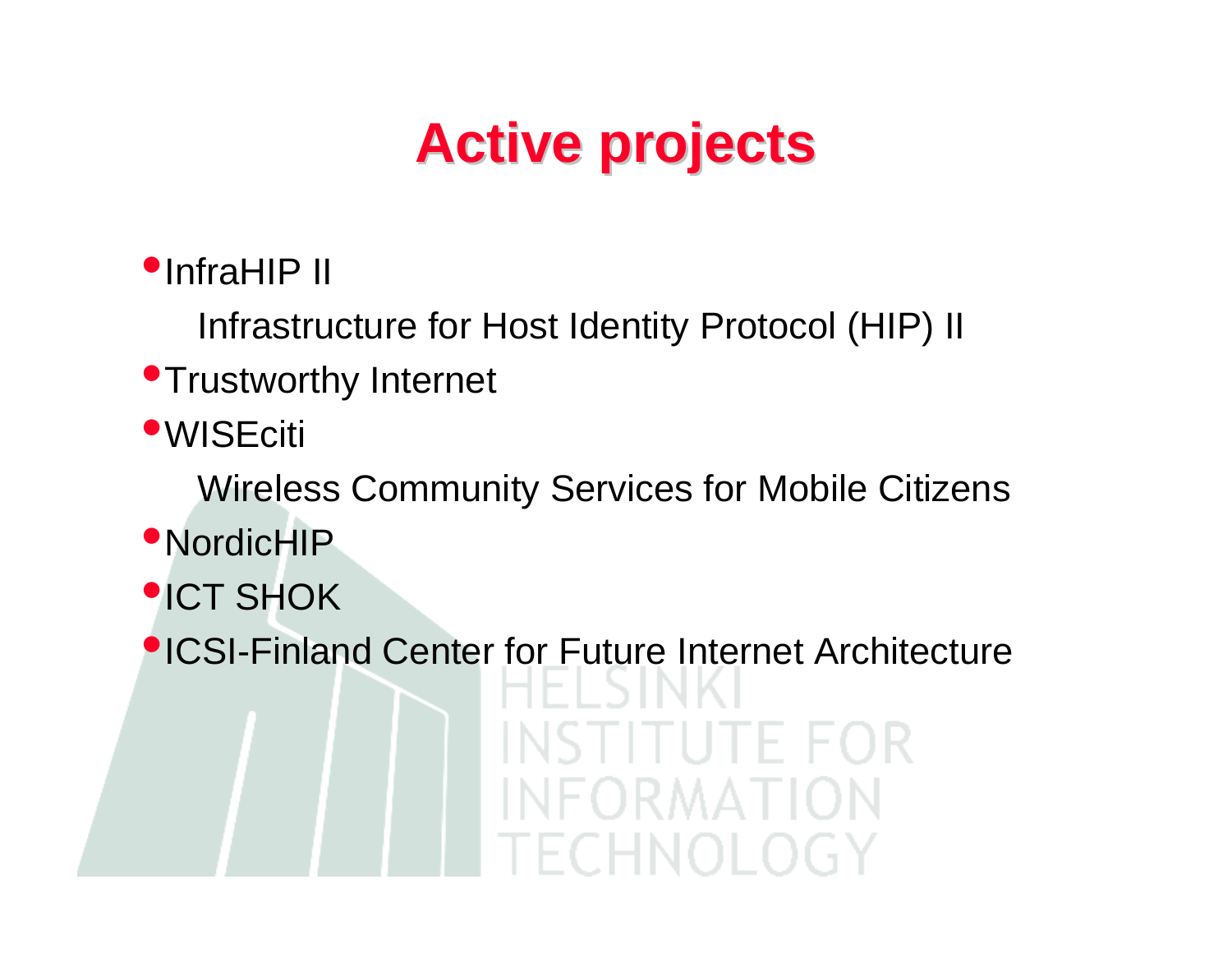# Active projects

- InfraHIP II

  Infrastructure for Host Identity Protocol (HIP) II
- Trustworthy Internet
- WISEciti

  Wireless Community Services for Mobile Citizens
- NordicHIP
- ICT SHOK
- ICSI-Finland Center for Future Internet Architecture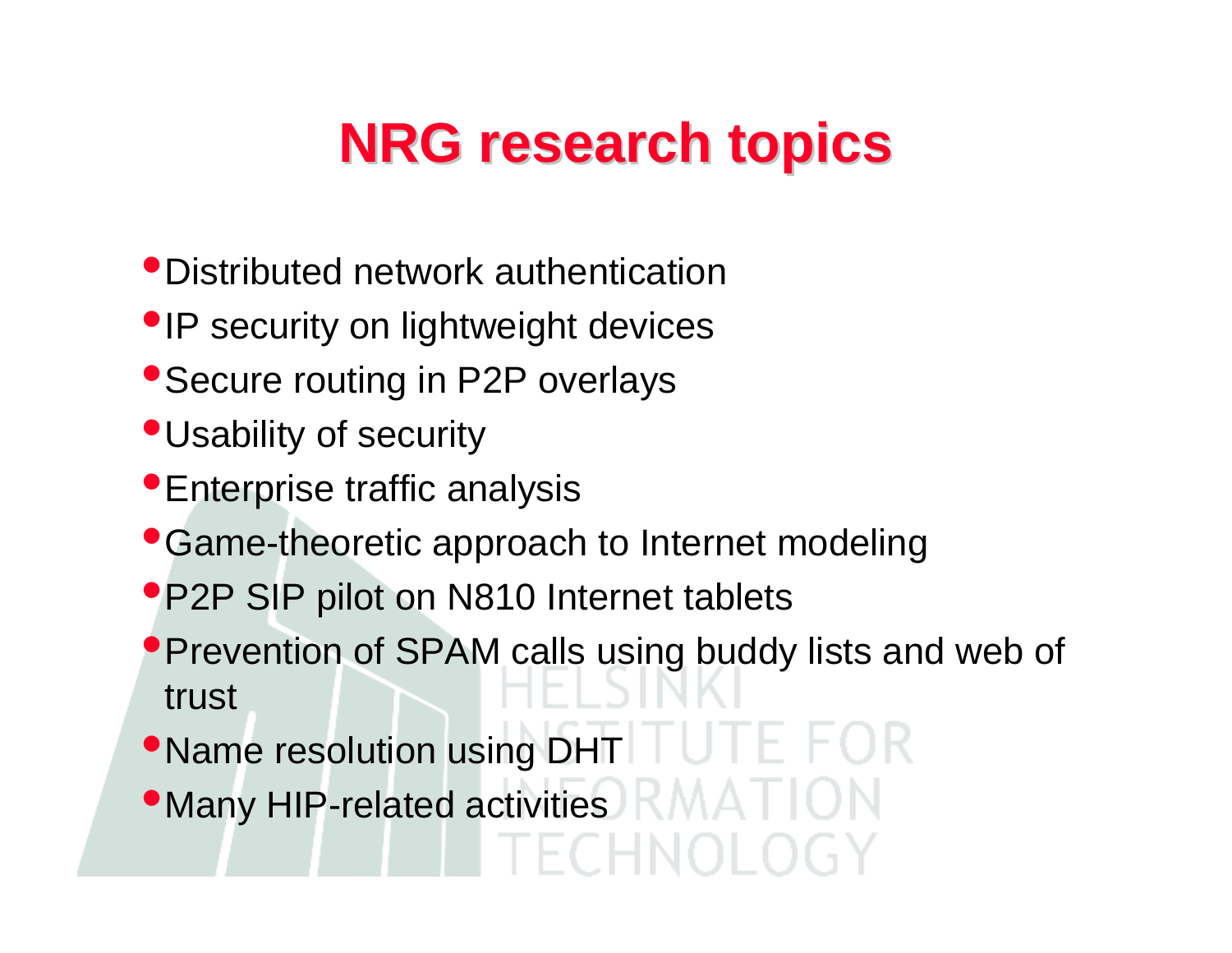# NRG research topics

- Distributed network authentication
- IP security on lightweight devices
- Secure routing in P2P overlays
- Usability of security
- Enterprise traffic analysis
- Game-theoretic approach to Internet modeling
- P2P SIP pilot on N810 Internet tablets
- Prevention of SPAM calls using buddy lists and web of trust
- Name resolution using DHT
- Many HIP-related activities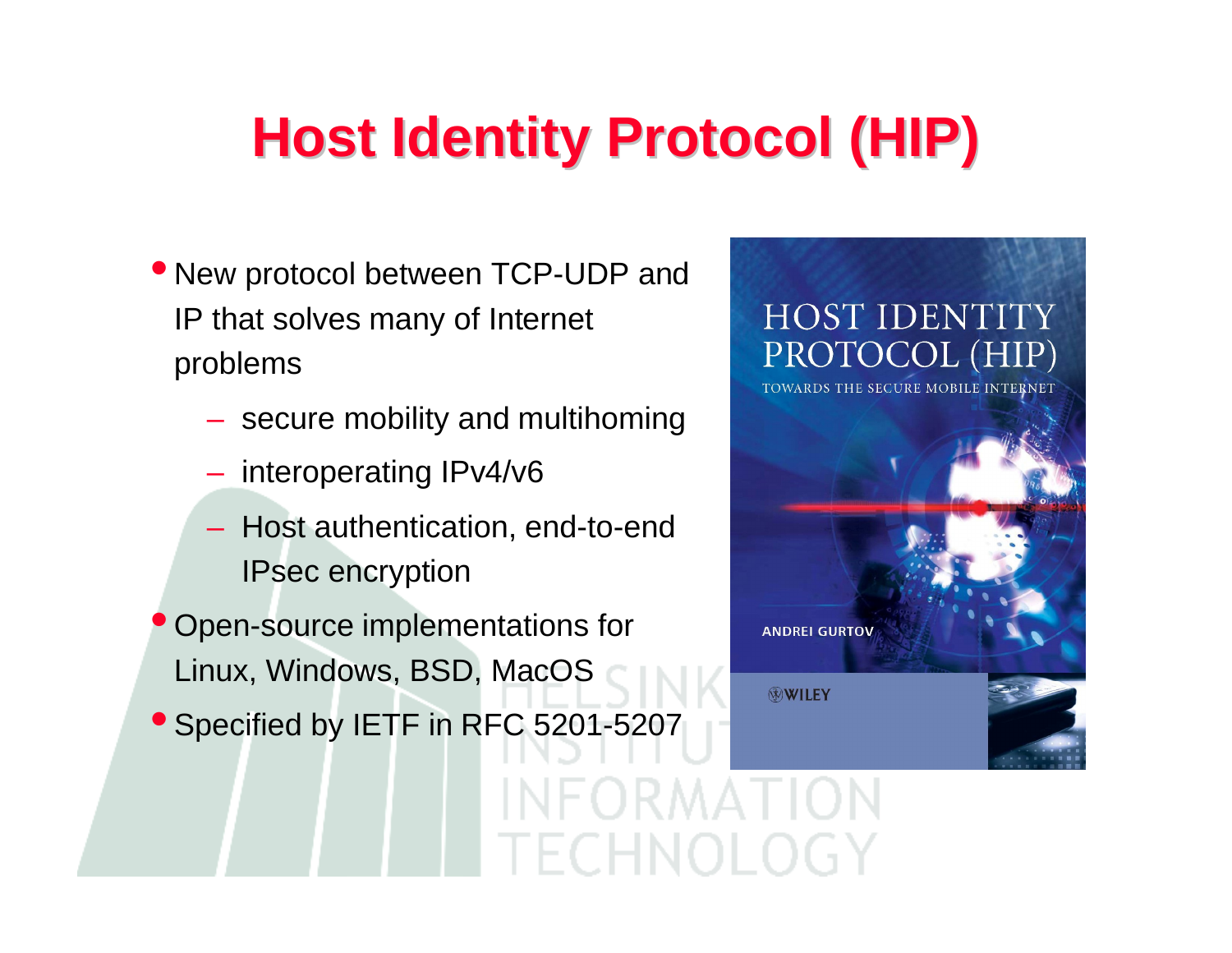# Host Identity Protocol (HIP)

- New protocol between TCP-UDP and IP that solves many of Internet problems
  - secure mobility and multihoming
  - interoperating IPv4/v6
  - Host authentication, end-to-end IPsec encryption
- Open-source implementations for Linux, Windows, BSD, MacOS
- Specified by IETF in RFC 5201-5207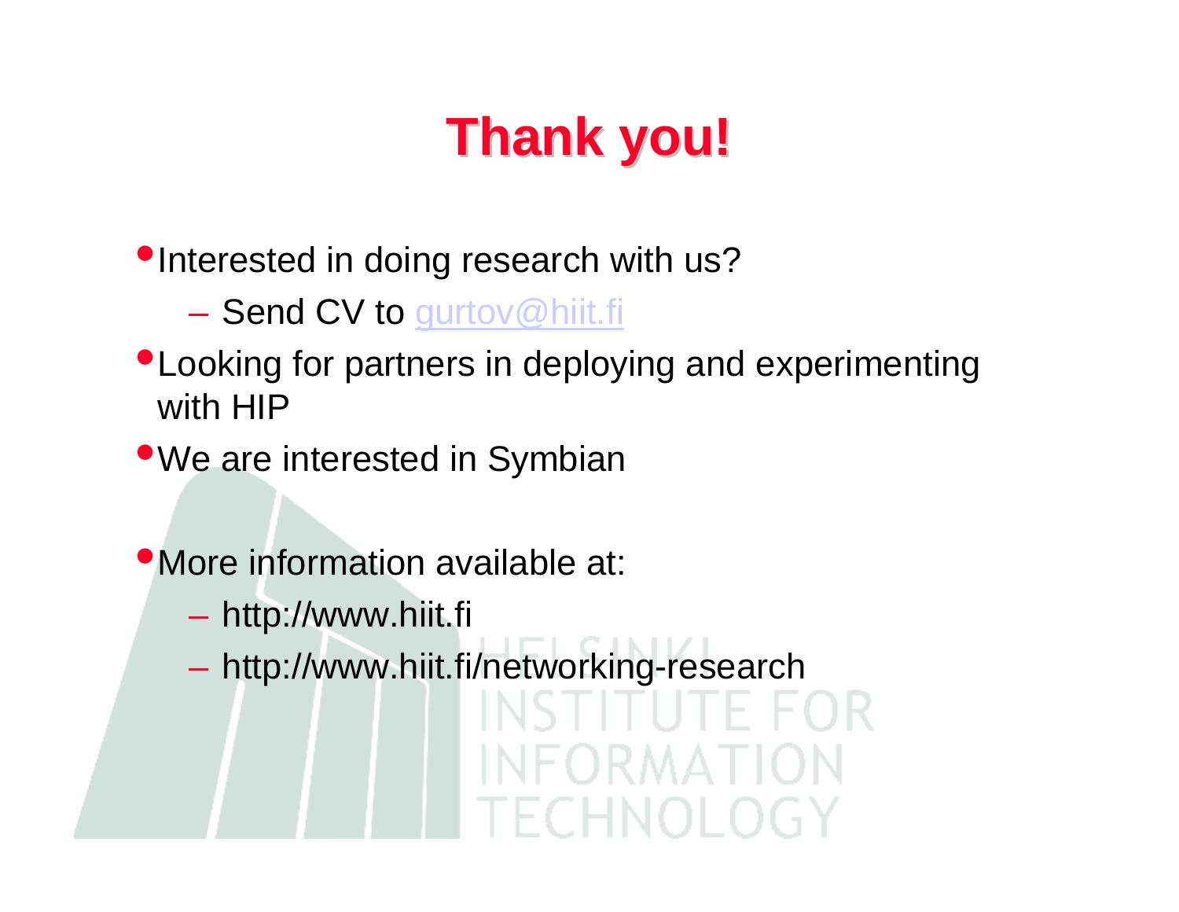# Thank you!

- Interested in doing research with us?
  - Send CV to gurtov@hiit.fi
- Looking for partners in deploying and experimenting with HIP
- We are interested in Symbian

- More information available at:
  - http://www.hiit.fi
  - http://www.hiit.fi/networking-research